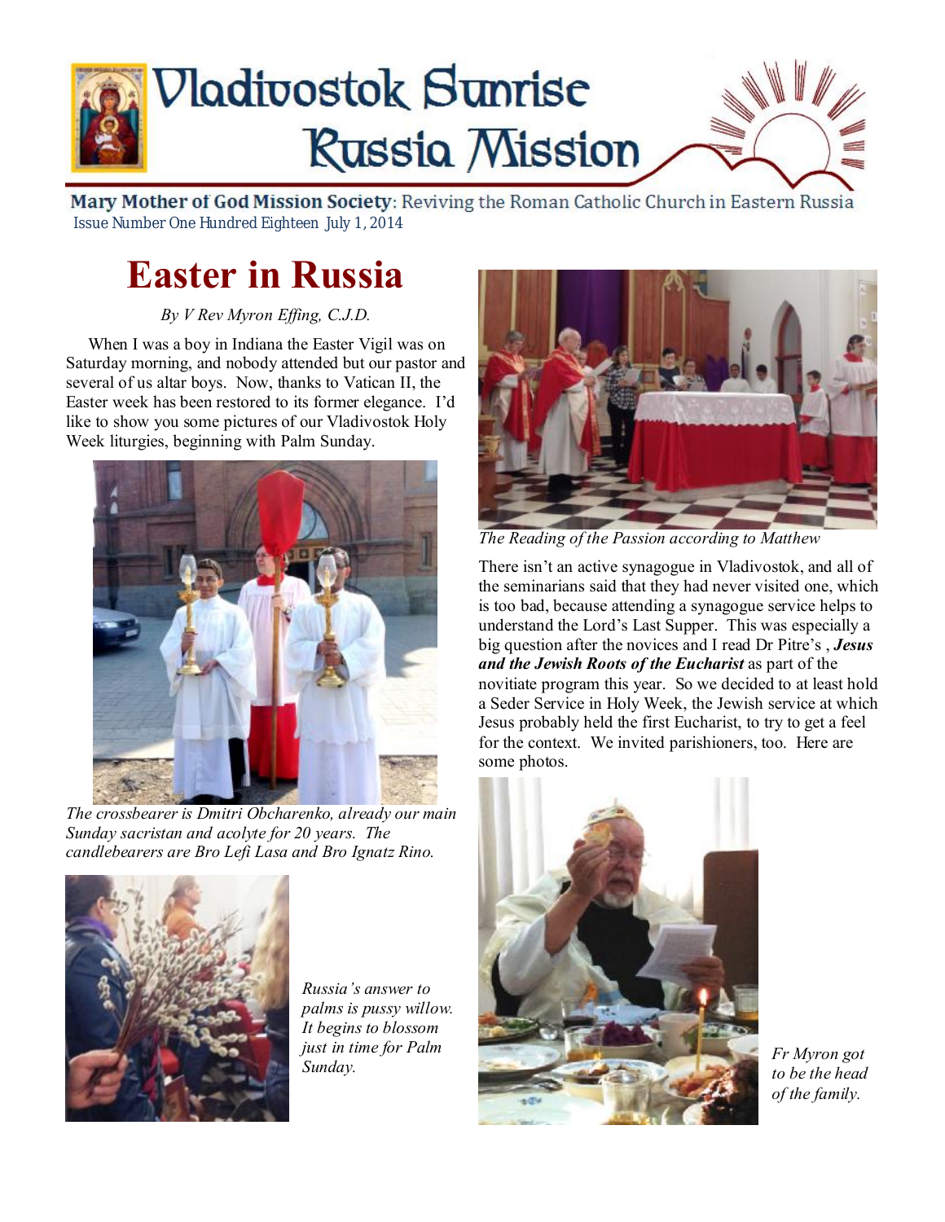# Vladivostok Sunrise Russia Mission

**Mary Mother of God Mission Society**: Reviving the Roman Catholic Church in Eastern Russia

Issue Number One Hundred Eighteen July 1, 2014

## Easter in Russia

*By V Rev Myron Effing, C.J.D.*

When I was a boy in Indiana the Easter Vigil was on Saturday morning, and nobody attended but our pastor and several of us altar boys. Now, thanks to Vatican II, the Easter week has been restored to its former elegance. I'd like to show you some pictures of our Vladivostok Holy Week liturgies, beginning with Palm Sunday.

*The crossbearer is Dmitri Obcharenko, already our main Sunday sacristan and acolyte for 20 years. The candlebearers are Bro Lefi Lasa and Bro Ignatz Rino.*

*Russia's answer to palms is pussy willow. It begins to blossom just in time for Palm Sunday.*

*The Reading of the Passion according to Matthew*

There isn't an active synagogue in Vladivostok, and all of the seminarians said that they had never visited one, which is too bad, because attending a synagogue service helps to understand the Lord's Last Supper. This was especially a big question after the novices and I read Dr Pitre's , ***Jesus and the Jewish Roots of the Eucharist*** as part of the novitiate program this year. So we decided to at least hold a Seder Service in Holy Week, the Jewish service at which Jesus probably held the first Eucharist, to try to get a feel for the context. We invited parishioners, too. Here are some photos.

*Fr Myron got to be the head of the family.*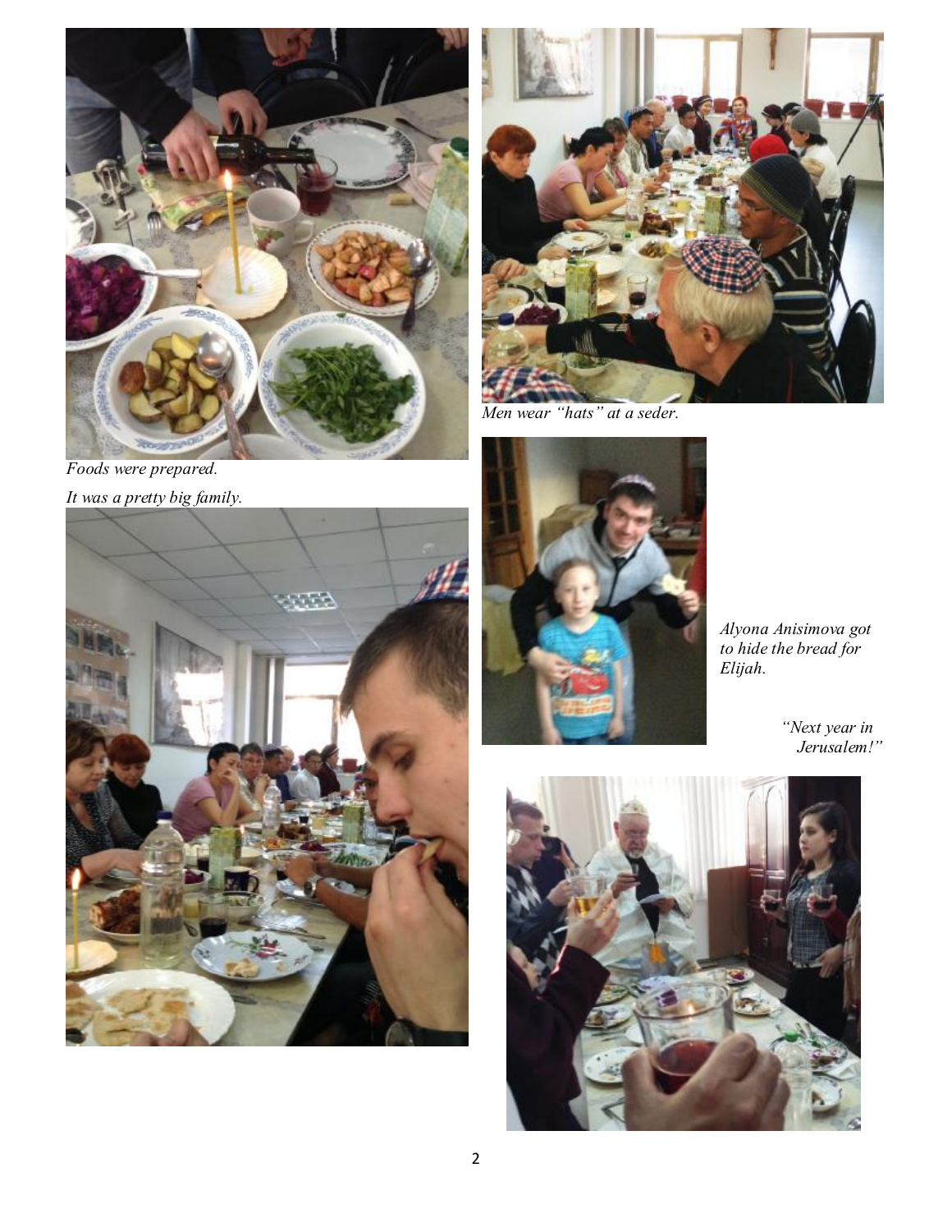*Foods were prepared.*

*Men wear "hats" at a seder.*

*It was a pretty big family.*

*Alyona Anisimova got to hide the bread for Elijah.*

*"Next year in Jerusalem!"*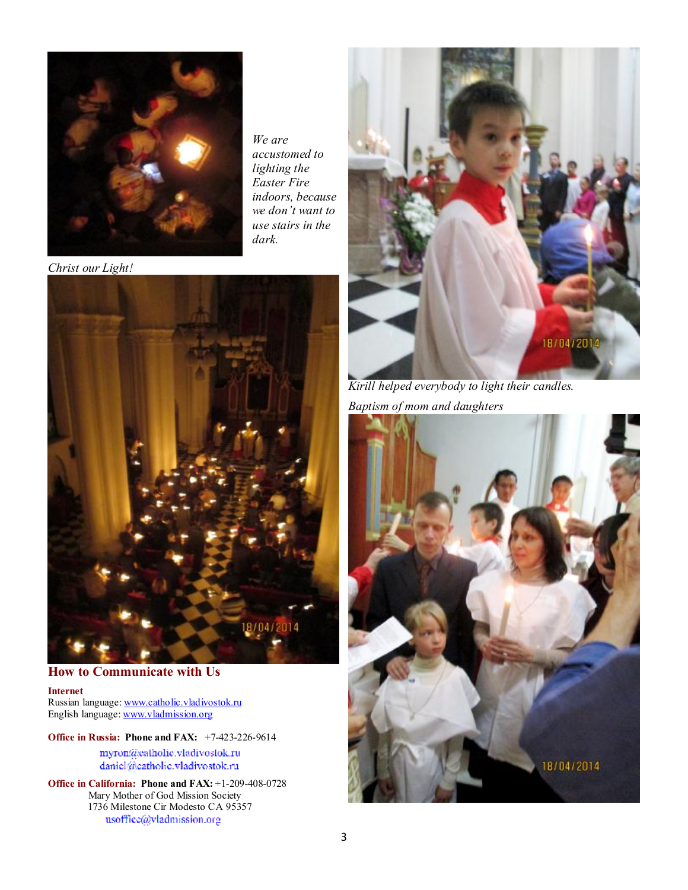*We are accustomed to lighting the Easter Fire indoors, because we don't want to use stairs in the dark.*

*Christ our Light!*

*Kirill helped everybody to light their candles.*

*Baptism of mom and daughters*

## How to Communicate with Us

**Internet**
Russian language: www.catholic.vladivostok.ru
English language: www.vladmission.org

**Office in Russia: Phone and FAX:** +7-423-226-9614

myron@catholic.vladivostok.ru
daniel@catholic.vladivostok.ru

**Office in California: Phone and FAX:** +1-209-408-0728
Mary Mother of God Mission Society
1736 Milestone Cir Modesto CA 95357
usoffice@vladmission.org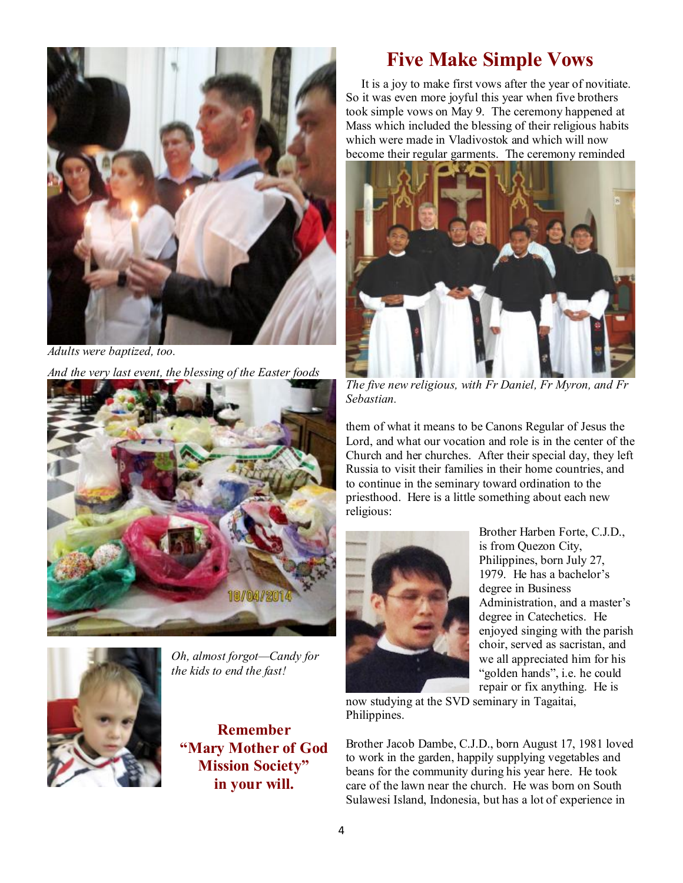*Adults were baptized, too.*

*And the very last event, the blessing of the Easter foods*

*Oh, almost forgot—Candy for the kids to end the fast!*

**Remember "Mary Mother of God Mission Society" in your will.**

## Five Make Simple Vows

It is a joy to make first vows after the year of novitiate. So it was even more joyful this year when five brothers took simple vows on May 9. The ceremony happened at Mass which included the blessing of their religious habits which were made in Vladivostok and which will now become their regular garments. The ceremony reminded them of what it means to be Canons Regular of Jesus the Lord, and what our vocation and role is in the center of the Church and her churches. After their special day, they left Russia to visit their families in their home countries, and to continue in the seminary toward ordination to the priesthood. Here is a little something about each new religious:

*The five new religious, with Fr Daniel, Fr Myron, and Fr Sebastian.*

Brother Harben Forte, C.J.D., is from Quezon City, Philippines, born July 27, 1979. He has a bachelor's degree in Business Administration, and a master's degree in Catechetics. He enjoyed singing with the parish choir, served as sacristan, and we all appreciated him for his "golden hands", i.e. he could repair or fix anything. He is now studying at the SVD seminary in Tagaitai, Philippines.

Brother Jacob Dambe, C.J.D., born August 17, 1981 loved to work in the garden, happily supplying vegetables and beans for the community during his year here. He took care of the lawn near the church. He was born on South Sulawesi Island, Indonesia, but has a lot of experience in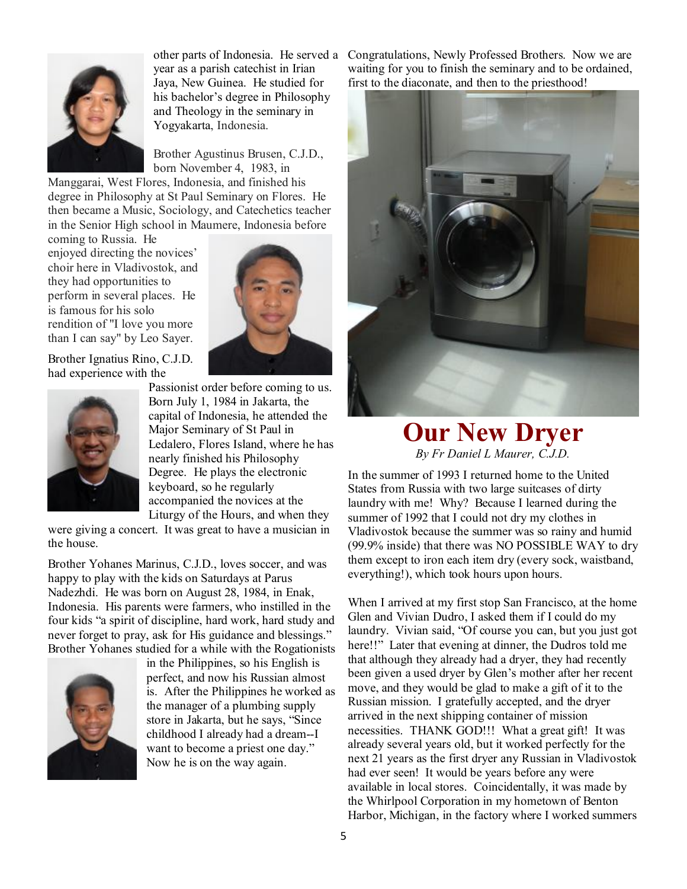other parts of Indonesia. He served a year as a parish catechist in Irian Jaya, New Guinea. He studied for his bachelor's degree in Philosophy and Theology in the seminary in Yogyakarta, Indonesia.

Brother Agustinus Brusen, C.J.D., born November 4, 1983, in Manggarai, West Flores, Indonesia, and finished his degree in Philosophy at St Paul Seminary on Flores. He then became a Music, Sociology, and Catechetics teacher in the Senior High school in Maumere, Indonesia before coming to Russia. He enjoyed directing the novices' choir here in Vladivostok, and they had opportunities to perform in several places. He is famous for his solo rendition of "I love you more than I can say" by Leo Sayer.

Brother Ignatius Rino, C.J.D. had experience with the Passionist order before coming to us. Born July 1, 1984 in Jakarta, the capital of Indonesia, he attended the Major Seminary of St Paul in Ledalero, Flores Island, where he has nearly finished his Philosophy Degree. He plays the electronic keyboard, so he regularly accompanied the novices at the Liturgy of the Hours, and when they were giving a concert. It was great to have a musician in the house.

Brother Yohanes Marinus, C.J.D., loves soccer, and was happy to play with the kids on Saturdays at Parus Nadezhdi. He was born on August 28, 1984, in Enak, Indonesia. His parents were farmers, who instilled in the four kids "a spirit of discipline, hard work, hard study and never forget to pray, ask for His guidance and blessings." Brother Yohanes studied for a while with the Rogationists in the Philippines, so his English is perfect, and now his Russian almost is. After the Philippines he worked as the manager of a plumbing supply store in Jakarta, but he says, "Since childhood I already had a dream--I want to become a priest one day." Now he is on the way again.

Congratulations, Newly Professed Brothers. Now we are waiting for you to finish the seminary and to be ordained, first to the diaconate, and then to the priesthood!

# Our New Dryer

*By Fr Daniel L Maurer, C.J.D.*

In the summer of 1993 I returned home to the United States from Russia with two large suitcases of dirty laundry with me! Why? Because I learned during the summer of 1992 that I could not dry my clothes in Vladivostok because the summer was so rainy and humid (99.9% inside) that there was NO POSSIBLE WAY to dry them except to iron each item dry (every sock, waistband, everything!), which took hours upon hours.

When I arrived at my first stop San Francisco, at the home Glen and Vivian Dudro, I asked them if I could do my laundry. Vivian said, "Of course you can, but you just got here!!" Later that evening at dinner, the Dudros told me that although they already had a dryer, they had recently been given a used dryer by Glen's mother after her recent move, and they would be glad to make a gift of it to the Russian mission. I gratefully accepted, and the dryer arrived in the next shipping container of mission necessities. THANK GOD!!! What a great gift! It was already several years old, but it worked perfectly for the next 21 years as the first dryer any Russian in Vladivostok had ever seen! It would be years before any were available in local stores. Coincidentally, it was made by the Whirlpool Corporation in my hometown of Benton Harbor, Michigan, in the factory where I worked summers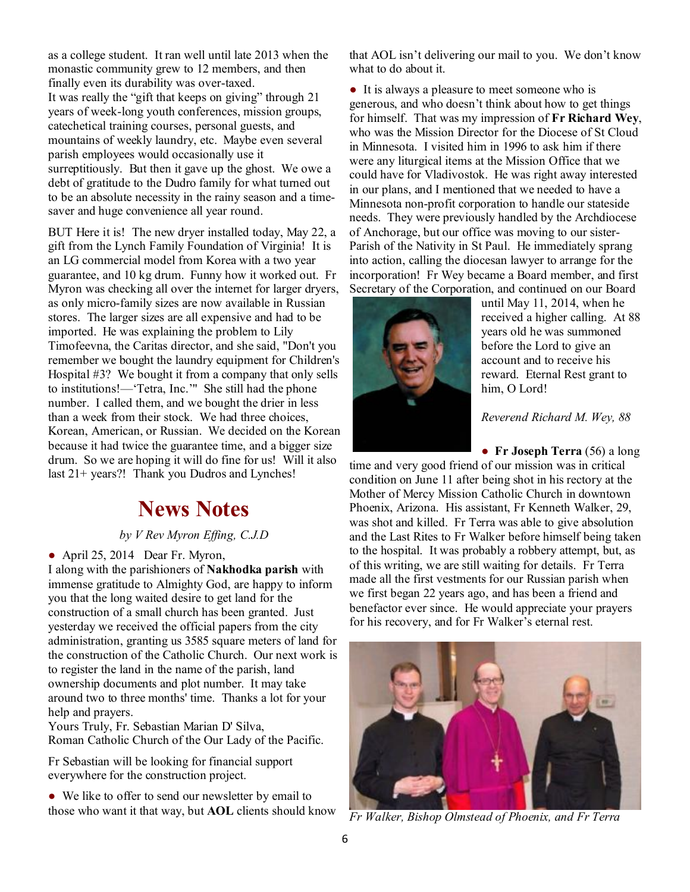as a college student. It ran well until late 2013 when the monastic community grew to 12 members, and then finally even its durability was over-taxed.
It was really the "gift that keeps on giving" through 21 years of week-long youth conferences, mission groups, catechetical training courses, personal guests, and mountains of weekly laundry, etc. Maybe even several parish employees would occasionally use it surreptitiously. But then it gave up the ghost. We owe a debt of gratitude to the Dudro family for what turned out to be an absolute necessity in the rainy season and a time-saver and huge convenience all year round.

BUT Here it is! The new dryer installed today, May 22, a gift from the Lynch Family Foundation of Virginia! It is an LG commercial model from Korea with a two year guarantee, and 10 kg drum. Funny how it worked out. Fr Myron was checking all over the internet for larger dryers, as only micro-family sizes are now available in Russian stores. The larger sizes are all expensive and had to be imported. He was explaining the problem to Lily Timofeevna, the Caritas director, and she said, "Don't you remember we bought the laundry equipment for Children's Hospital #3? We bought it from a company that only sells to institutions!—'Tetra, Inc.'" She still had the phone number. I called them, and we bought the drier in less than a week from their stock. We had three choices, Korean, American, or Russian. We decided on the Korean because it had twice the guarantee time, and a bigger size drum. So we are hoping it will do fine for us! Will it also last 21+ years?! Thank you Dudros and Lynches!

# News Notes

*by V Rev Myron Effing, C.J.D*

- April 25, 2014 Dear Fr. Myron,

I along with the parishioners of **Nakhodka parish** with immense gratitude to Almighty God, are happy to inform you that the long waited desire to get land for the construction of a small church has been granted. Just yesterday we received the official papers from the city administration, granting us 3585 square meters of land for the construction of the Catholic Church. Our next work is to register the land in the name of the parish, land ownership documents and plot number. It may take around two to three months' time. Thanks a lot for your help and prayers.
Yours Truly, Fr. Sebastian Marian D' Silva,
Roman Catholic Church of the Our Lady of the Pacific.

Fr Sebastian will be looking for financial support everywhere for the construction project.

- We like to offer to send our newsletter by email to those who want it that way, but **AOL** clients should know that AOL isn't delivering our mail to you. We don't know what to do about it.

- It is always a pleasure to meet someone who is generous, and who doesn't think about how to get things for himself. That was my impression of **Fr Richard Wey**, who was the Mission Director for the Diocese of St Cloud in Minnesota. I visited him in 1996 to ask him if there were any liturgical items at the Mission Office that we could have for Vladivostok. He was right away interested in our plans, and I mentioned that we needed to have a Minnesota non-profit corporation to handle our stateside needs. They were previously handled by the Archdiocese of Anchorage, but our office was moving to our sister-Parish of the Nativity in St Paul. He immediately sprang into action, calling the diocesan lawyer to arrange for the incorporation! Fr Wey became a Board member, and first Secretary of the Corporation, and continued on our Board until May 11, 2014, when he received a higher calling. At 88 years old he was summoned before the Lord to give an account and to receive his reward. Eternal Rest grant to him, O Lord!

*Reverend Richard M. Wey, 88*

- **Fr Joseph Terra** (56) a long time and very good friend of our mission was in critical condition on June 11 after being shot in his rectory at the Mother of Mercy Mission Catholic Church in downtown Phoenix, Arizona. His assistant, Fr Kenneth Walker, 29, was shot and killed. Fr Terra was able to give absolution and the Last Rites to Fr Walker before himself being taken to the hospital. It was probably a robbery attempt, but, as of this writing, we are still waiting for details. Fr Terra made all the first vestments for our Russian parish when we first began 22 years ago, and has been a friend and benefactor ever since. He would appreciate your prayers for his recovery, and for Fr Walker's eternal rest.

*Fr Walker, Bishop Olmstead of Phoenix, and Fr Terra*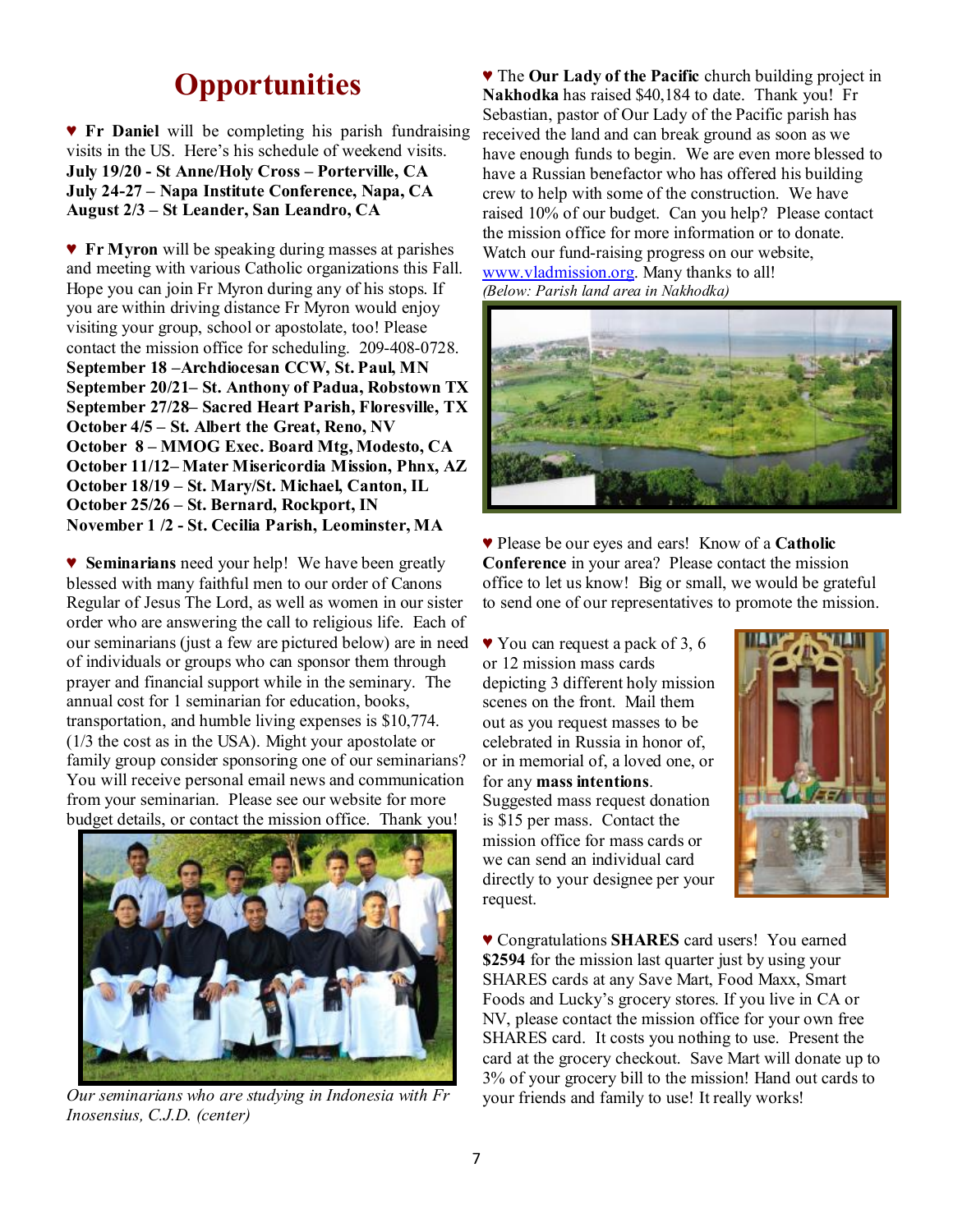# Opportunities

♥ **Fr Daniel** will be completing his parish fundraising visits in the US. Here's his schedule of weekend visits.
**July 19/20 - St Anne/Holy Cross – Porterville, CA**
**July 24-27 – Napa Institute Conference, Napa, CA**
**August 2/3 – St Leander, San Leandro, CA**

♥ **Fr Myron** will be speaking during masses at parishes and meeting with various Catholic organizations this Fall. Hope you can join Fr Myron during any of his stops. If you are within driving distance Fr Myron would enjoy visiting your group, school or apostolate, too! Please contact the mission office for scheduling. 209-408-0728.
**September 18 –Archdiocesan CCW, St. Paul, MN**
**September 20/21– St. Anthony of Padua, Robstown TX**
**September 27/28– Sacred Heart Parish, Floresville, TX**
**October 4/5 – St. Albert the Great, Reno, NV**
**October 8 – MMOG Exec. Board Mtg, Modesto, CA**
**October 11/12– Mater Misericordia Mission, Phnx, AZ**
**October 18/19 – St. Mary/St. Michael, Canton, IL**
**October 25/26 – St. Bernard, Rockport, IN**
**November 1 /2 - St. Cecilia Parish, Leominster, MA**

♥ **Seminarians** need your help! We have been greatly blessed with many faithful men to our order of Canons Regular of Jesus The Lord, as well as women in our sister order who are answering the call to religious life. Each of our seminarians (just a few are pictured below) are in need of individuals or groups who can sponsor them through prayer and financial support while in the seminary. The annual cost for 1 seminarian for education, books, transportation, and humble living expenses is $10,774. (1/3 the cost as in the USA). Might your apostolate or family group consider sponsoring one of our seminarians? You will receive personal email news and communication from your seminarian. Please see our website for more budget details, or contact the mission office. Thank you!

*Our seminarians who are studying in Indonesia with Fr Inosensius, C.J.D. (center)*

♥ The **Our Lady of the Pacific** church building project in **Nakhodka** has raised $40,184 to date. Thank you! Fr Sebastian, pastor of Our Lady of the Pacific parish has received the land and can break ground as soon as we have enough funds to begin. We are even more blessed to have a Russian benefactor who has offered his building crew to help with some of the construction. We have raised 10% of our budget. Can you help? Please contact the mission office for more information or to donate. Watch our fund-raising progress on our website, www.vladmission.org. Many thanks to all!
*(Below: Parish land area in Nakhodka)*

♥ Please be our eyes and ears! Know of a **Catholic Conference** in your area? Please contact the mission office to let us know! Big or small, we would be grateful to send one of our representatives to promote the mission.

♥ You can request a pack of 3, 6 or 12 mission mass cards depicting 3 different holy mission scenes on the front. Mail them out as you request masses to be celebrated in Russia in honor of, or in memorial of, a loved one, or for any **mass intentions**. Suggested mass request donation is $15 per mass. Contact the mission office for mass cards or we can send an individual card directly to your designee per your request.

♥ Congratulations **SHARES** card users! You earned **$2594** for the mission last quarter just by using your SHARES cards at any Save Mart, Food Maxx, Smart Foods and Lucky's grocery stores. If you live in CA or NV, please contact the mission office for your own free SHARES card. It costs you nothing to use. Present the card at the grocery checkout. Save Mart will donate up to 3% of your grocery bill to the mission! Hand out cards to your friends and family to use! It really works!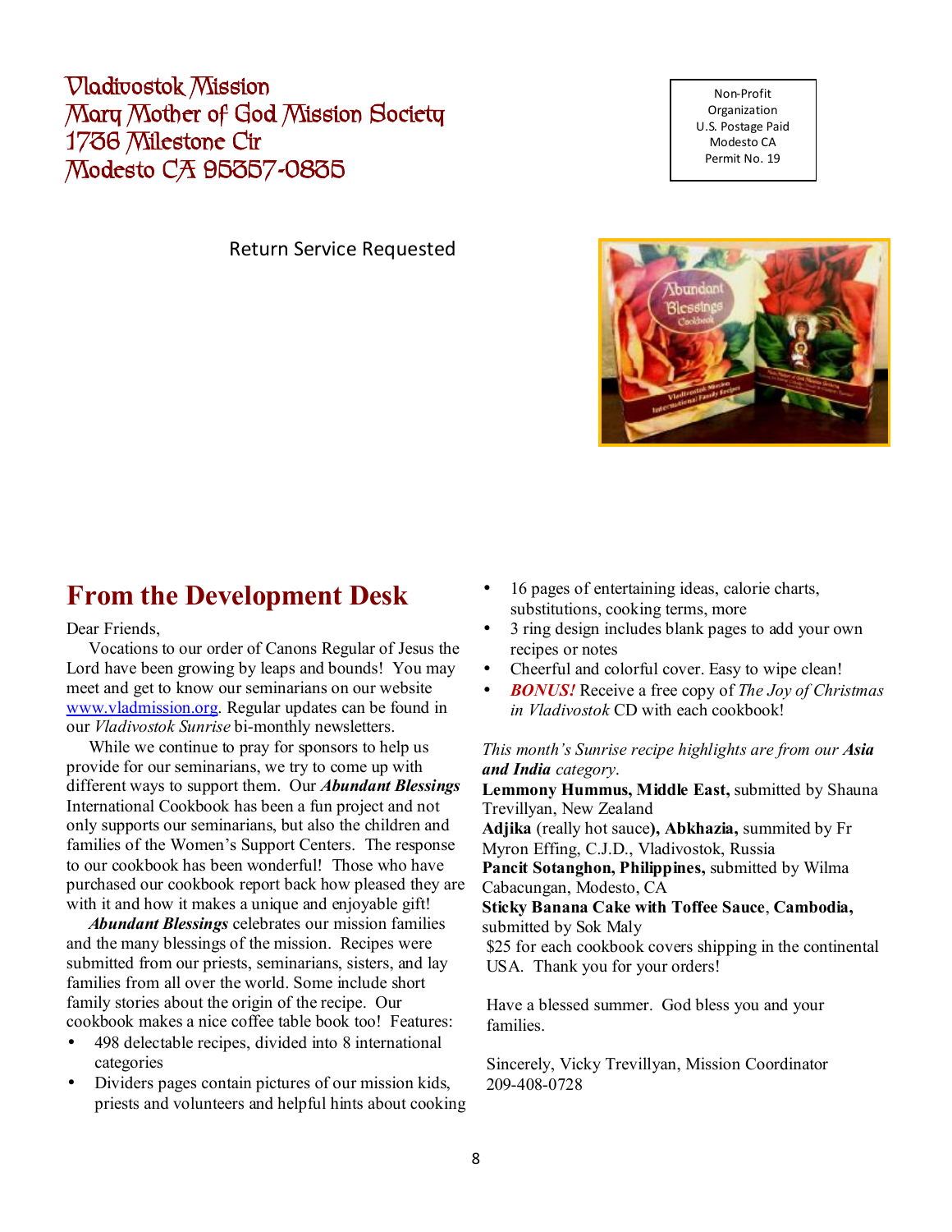Vladivostok Mission
Mary Mother of God Mission Society
1736 Milestone Cir
Modesto CA 95357-0835

Non-Profit Organization
U.S. Postage Paid
Modesto CA
Permit No. 19

Return Service Requested

## From the Development Desk

Dear Friends,

Vocations to our order of Canons Regular of Jesus the Lord have been growing by leaps and bounds! You may meet and get to know our seminarians on our website www.vladmission.org. Regular updates can be found in our *Vladivostok Sunrise* bi-monthly newsletters.

While we continue to pray for sponsors to help us provide for our seminarians, we try to come up with different ways to support them. Our ***Abundant Blessings*** International Cookbook has been a fun project and not only supports our seminarians, but also the children and families of the Women's Support Centers. The response to our cookbook has been wonderful! Those who have purchased our cookbook report back how pleased they are with it and how it makes a unique and enjoyable gift!

***Abundant Blessings*** celebrates our mission families and the many blessings of the mission. Recipes were submitted from our priests, seminarians, sisters, and lay families from all over the world. Some include short family stories about the origin of the recipe. Our cookbook makes a nice coffee table book too! Features:

- 498 delectable recipes, divided into 8 international categories
- Dividers pages contain pictures of our mission kids, priests and volunteers and helpful hints about cooking
- 16 pages of entertaining ideas, calorie charts, substitutions, cooking terms, more
- 3 ring design includes blank pages to add your own recipes or notes
- Cheerful and colorful cover. Easy to wipe clean!
- ***BONUS!*** Receive a free copy of *The Joy of Christmas in Vladivostok* CD with each cookbook!

*This month's Sunrise recipe highlights are from our **Asia and India** category.*

**Lemmony Hummus, Middle East,** submitted by Shauna Trevillyan, New Zealand

**Adjika** (really hot sauce**), Abkhazia,** summited by Fr Myron Effing, C.J.D., Vladivostok, Russia

**Pancit Sotanghon, Philippines,** submitted by Wilma Cabacungan, Modesto, CA

**Sticky Banana Cake with Toffee Sauce**, **Cambodia,** submitted by Sok Maly

$25 for each cookbook covers shipping in the continental USA. Thank you for your orders!

Have a blessed summer. God bless you and your families.

Sincerely, Vicky Trevillyan, Mission Coordinator
209-408-0728